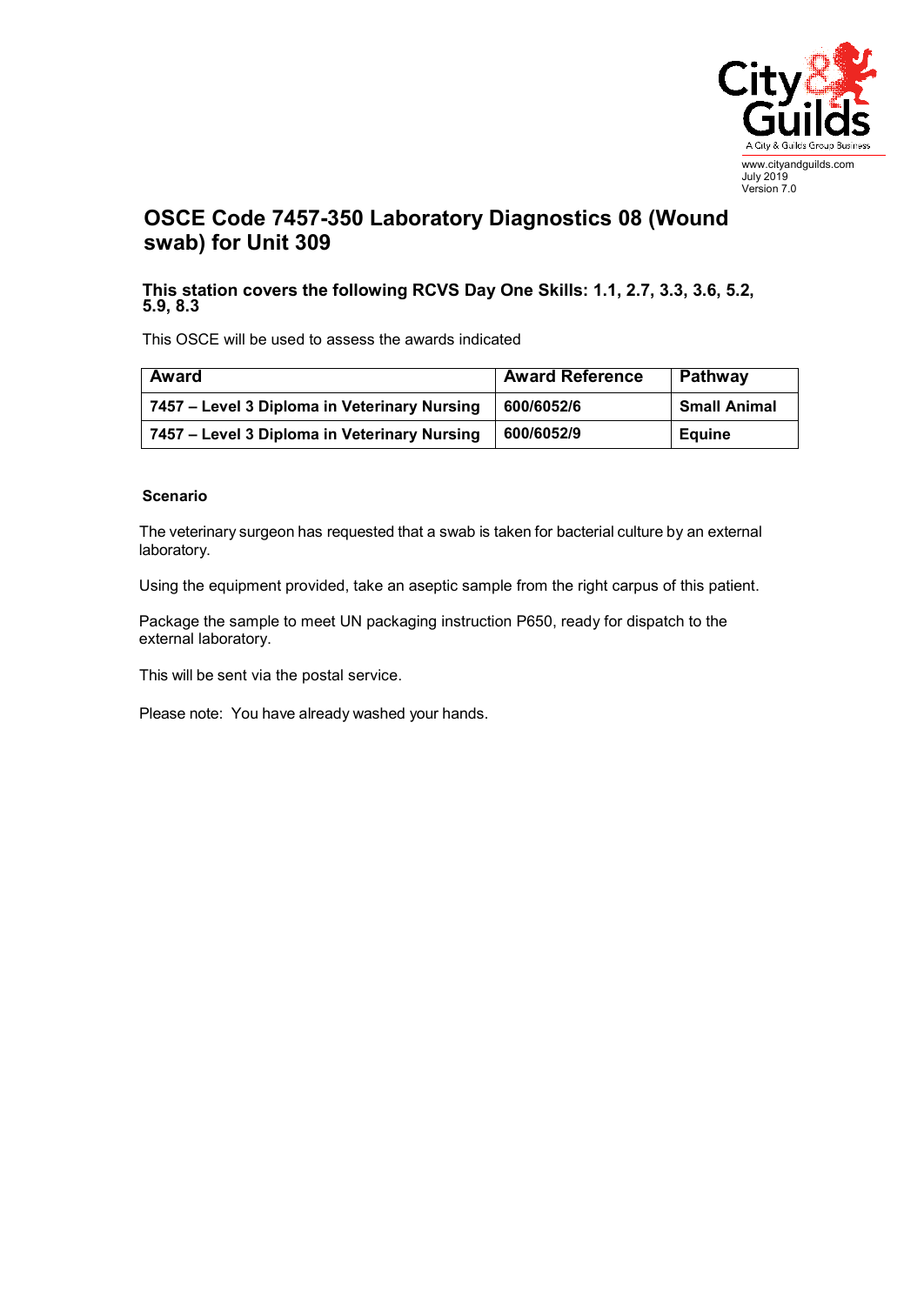www.cityandguilds.com
July 2019
Version 7.0

# OSCE Code 7457-350 Laboratory Diagnostics 08 (Wound swab) for Unit 309

### This station covers the following RCVS Day One Skills: 1.1, 2.7, 3.3, 3.6, 5.2, 5.9, 8.3

This OSCE will be used to assess the awards indicated

| Award | Award Reference | Pathway |
|---|---|---|
| **7457 – Level 3 Diploma in Veterinary Nursing** | **600/6052/6** | **Small Animal** |
| **7457 – Level 3 Diploma in Veterinary Nursing** | **600/6052/9** | **Equine** |

**Scenario**

The veterinary surgeon has requested that a swab is taken for bacterial culture by an external laboratory.

Using the equipment provided, take an aseptic sample from the right carpus of this patient.

Package the sample to meet UN packaging instruction P650, ready for dispatch to the external laboratory.

This will be sent via the postal service.

Please note: You have already washed your hands.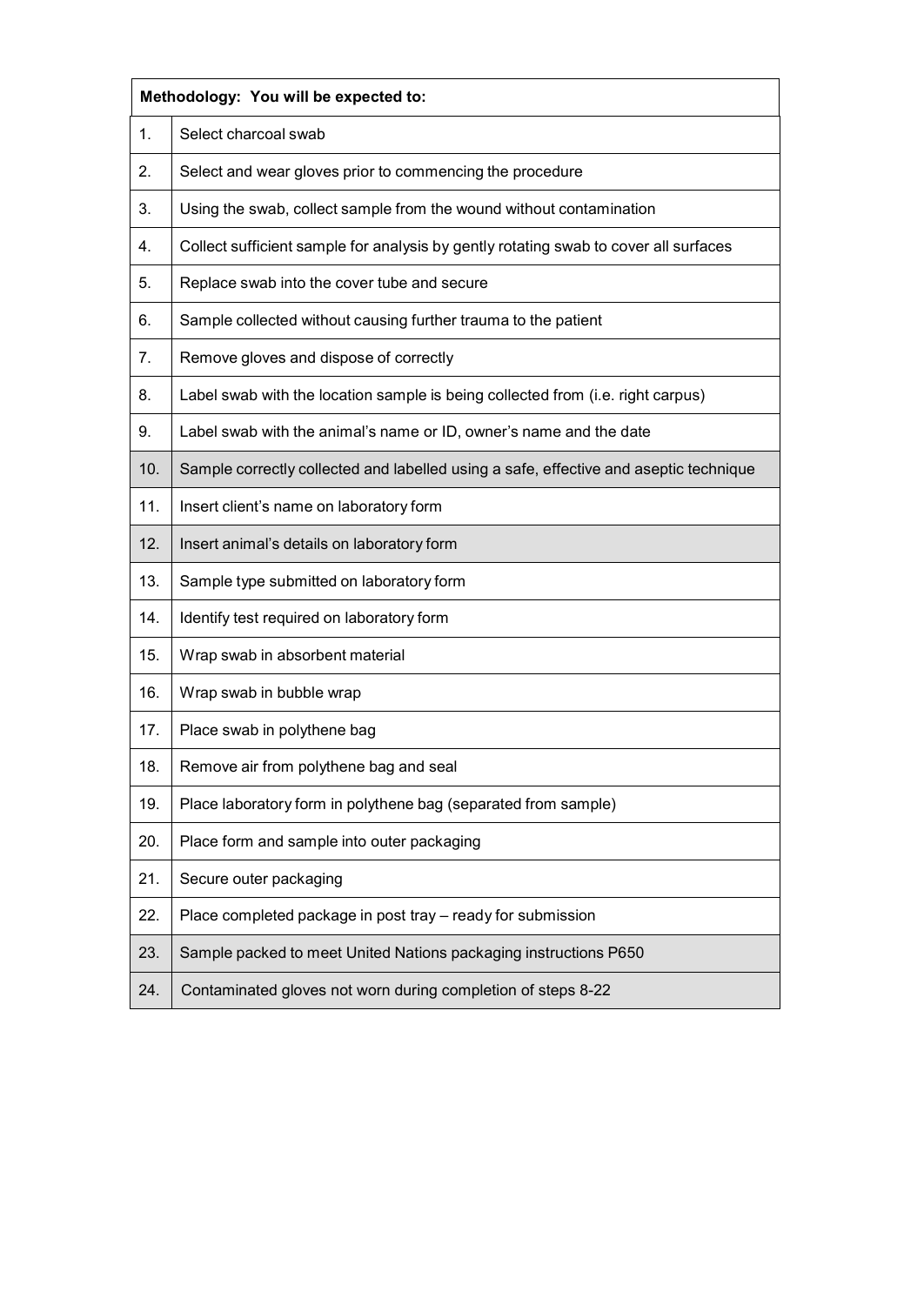| Methodology: You will be expected to: | |
|---|---|
| 1. | Select charcoal swab |
| 2. | Select and wear gloves prior to commencing the procedure |
| 3. | Using the swab, collect sample from the wound without contamination |
| 4. | Collect sufficient sample for analysis by gently rotating swab to cover all surfaces |
| 5. | Replace swab into the cover tube and secure |
| 6. | Sample collected without causing further trauma to the patient |
| 7. | Remove gloves and dispose of correctly |
| 8. | Label swab with the location sample is being collected from (i.e. right carpus) |
| 9. | Label swab with the animal's name or ID, owner's name and the date |
| 10. | Sample correctly collected and labelled using a safe, effective and aseptic technique |
| 11. | Insert client's name on laboratory form |
| 12. | Insert animal's details on laboratory form |
| 13. | Sample type submitted on laboratory form |
| 14. | Identify test required on laboratory form |
| 15. | Wrap swab in absorbent material |
| 16. | Wrap swab in bubble wrap |
| 17. | Place swab in polythene bag |
| 18. | Remove air from polythene bag and seal |
| 19. | Place laboratory form in polythene bag (separated from sample) |
| 20. | Place form and sample into outer packaging |
| 21. | Secure outer packaging |
| 22. | Place completed package in post tray – ready for submission |
| 23. | Sample packed to meet United Nations packaging instructions P650 |
| 24. | Contaminated gloves not worn during completion of steps 8-22 |